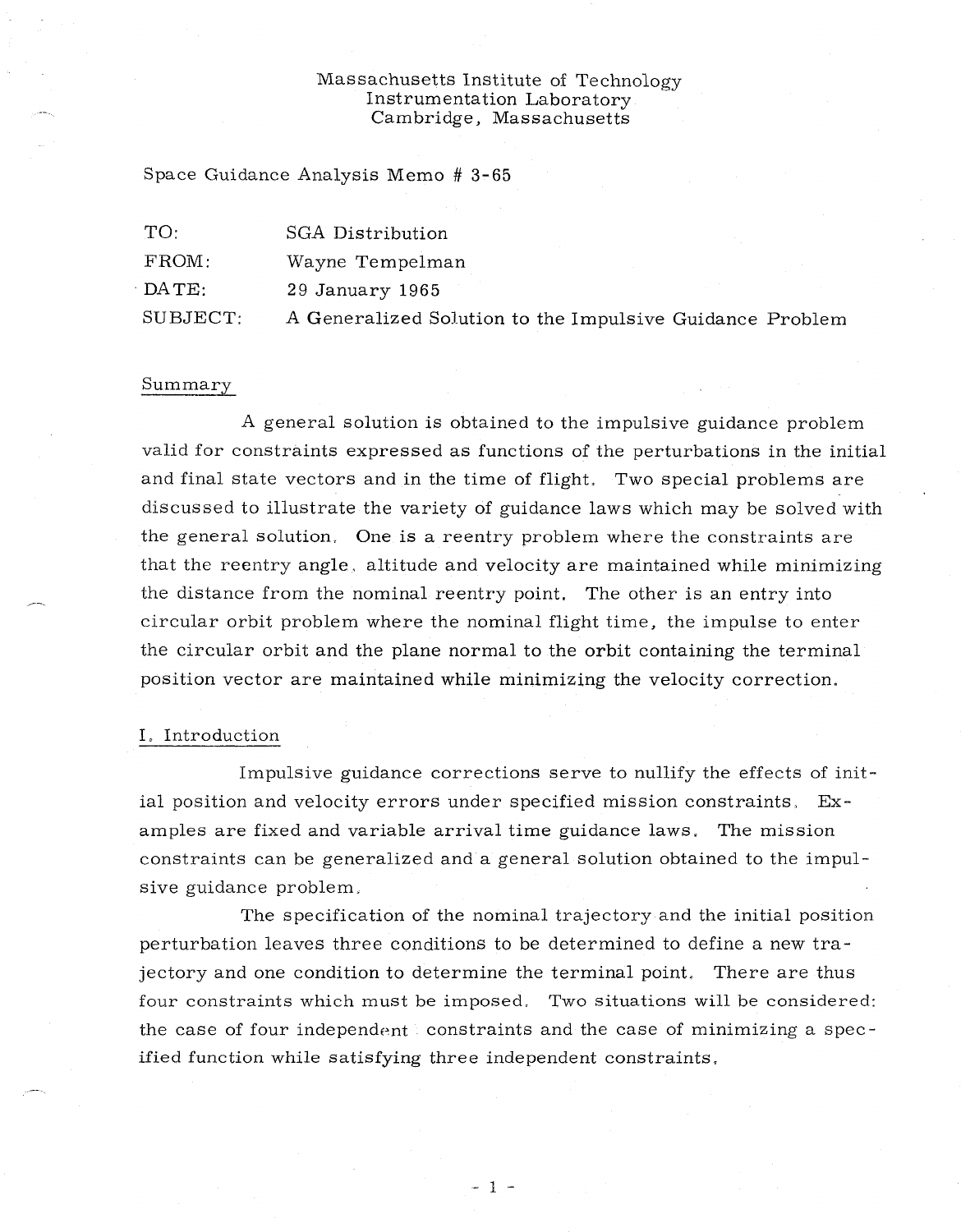Massachusetts Institute of Technology
Instrumentation Laboratory
Cambridge, Massachusetts

Space Guidance Analysis Memo # 3-65

| | |
|---|---|
| TO: | SGA Distribution |
| FROM: | Wayne Tempelman |
| DATE: | 29 January 1965 |
| SUBJECT: | A Generalized Solution to the Impulsive Guidance Problem |

## Summary

A general solution is obtained to the impulsive guidance problem valid for constraints expressed as functions of the perturbations in the initial and final state vectors and in the time of flight. Two special problems are discussed to illustrate the variety of guidance laws which may be solved with the general solution. One is a reentry problem where the constraints are that the reentry angle, altitude and velocity are maintained while minimizing the distance from the nominal reentry point. The other is an entry into circular orbit problem where the nominal flight time, the impulse to enter the circular orbit and the plane normal to the orbit containing the terminal position vector are maintained while minimizing the velocity correction.

## I. Introduction

Impulsive guidance corrections serve to nullify the effects of initial position and velocity errors under specified mission constraints. Examples are fixed and variable arrival time guidance laws. The mission constraints can be generalized and a general solution obtained to the impulsive guidance problem.

The specification of the nominal trajectory and the initial position perturbation leaves three conditions to be determined to define a new trajectory and one condition to determine the terminal point. There are thus four constraints which must be imposed. Two situations will be considered: the case of four independent constraints and the case of minimizing a specified function while satisfying three independent constraints.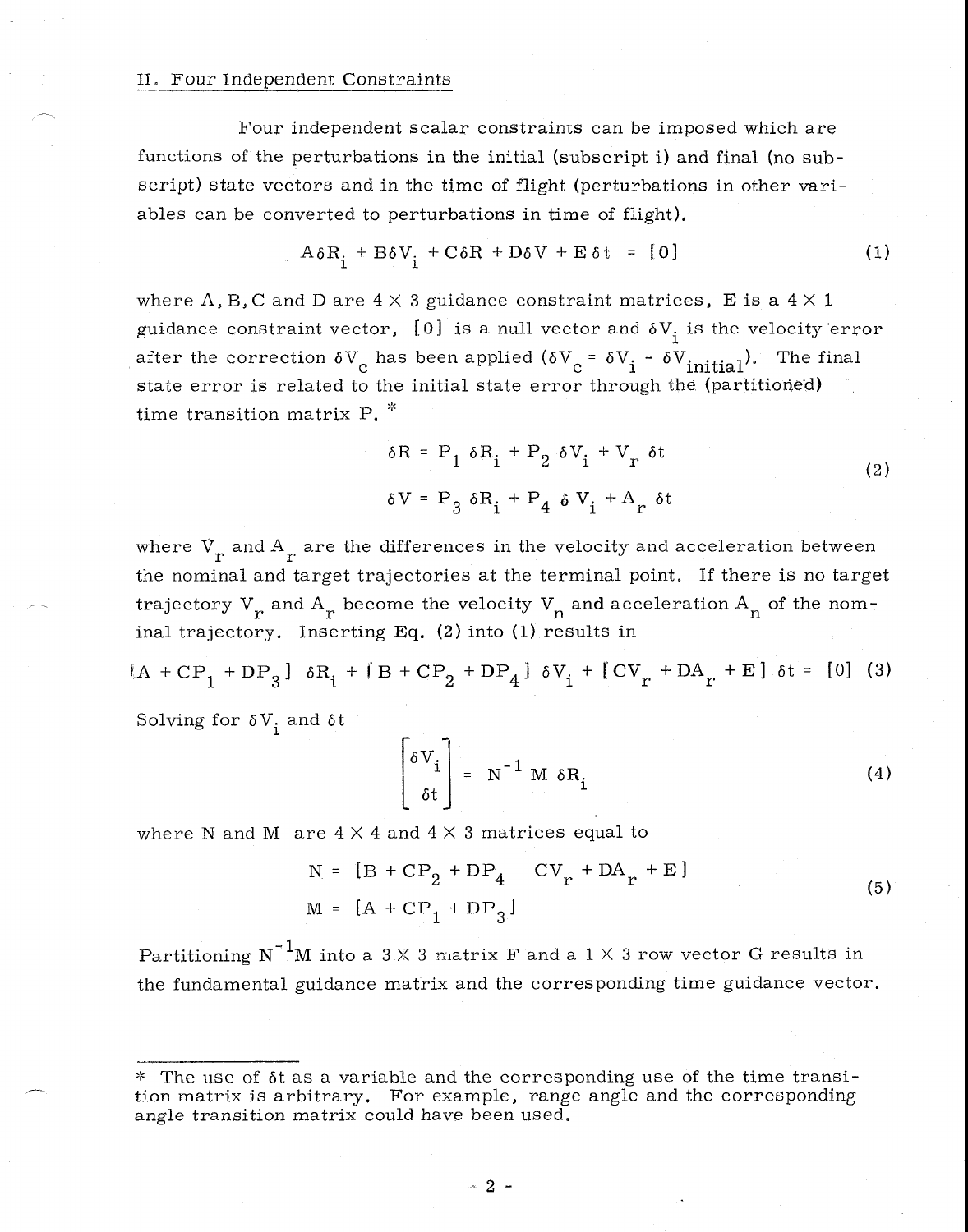## II. Four Independent Constraints

Four independent scalar constraints can be imposed which are functions of the perturbations in the initial (subscript i) and final (no subscript) state vectors and in the time of flight (perturbations in other variables can be converted to perturbations in time of flight).

$$A\delta R_i + B\delta V_i + C\delta R + D\delta V + E\,\delta t = [0] \tag{1}$$

where A, B, C and D are $4 \times 3$ guidance constraint matrices, E is a $4 \times 1$ guidance constraint vector, [0] is a null vector and $\delta V_i$ is the velocity error after the correction $\delta V_c$ has been applied ($\delta V_c = \delta V_i - \delta V_{initial}$). The final state error is related to the initial state error through the (partitioned) time transition matrix P.*

$$\delta R = P_1\,\delta R_i + P_2\,\delta V_i + V_r\,\delta t$$
$$\delta V = P_3\,\delta R_i + P_4\,\delta V_i + A_r\,\delta t \tag{2}$$

where $V_r$ and $A_r$ are the differences in the velocity and acceleration between the nominal and target trajectories at the terminal point. If there is no target trajectory $V_r$ and $A_r$ become the velocity $V_n$ and acceleration $A_n$ of the nominal trajectory. Inserting Eq. (2) into (1) results in

$$[A + CP_1 + DP_3]\,\delta R_i + [B + CP_2 + DP_4]\,\delta V_i + [CV_r + DA_r + E]\,\delta t = [0] \tag{3}$$

Solving for $\delta V_i$ and $\delta t$

$$\begin{bmatrix} \delta V_i \\ \delta t \end{bmatrix} = N^{-1}\,M\,\delta R_i \tag{4}$$

where N and M are $4 \times 4$ and $4 \times 3$ matrices equal to

$$N = [B + CP_2 + DP_4 \quad CV_r + DA_r + E]$$
$$M = [A + CP_1 + DP_3] \tag{5}$$

Partitioning $N^{-1}M$ into a $3 \times 3$ matrix F and a $1 \times 3$ row vector G results in the fundamental guidance matrix and the corresponding time guidance vector.

---

* The use of $\delta t$ as a variable and the corresponding use of the time transition matrix is arbitrary. For example, range angle and the corresponding angle transition matrix could have been used.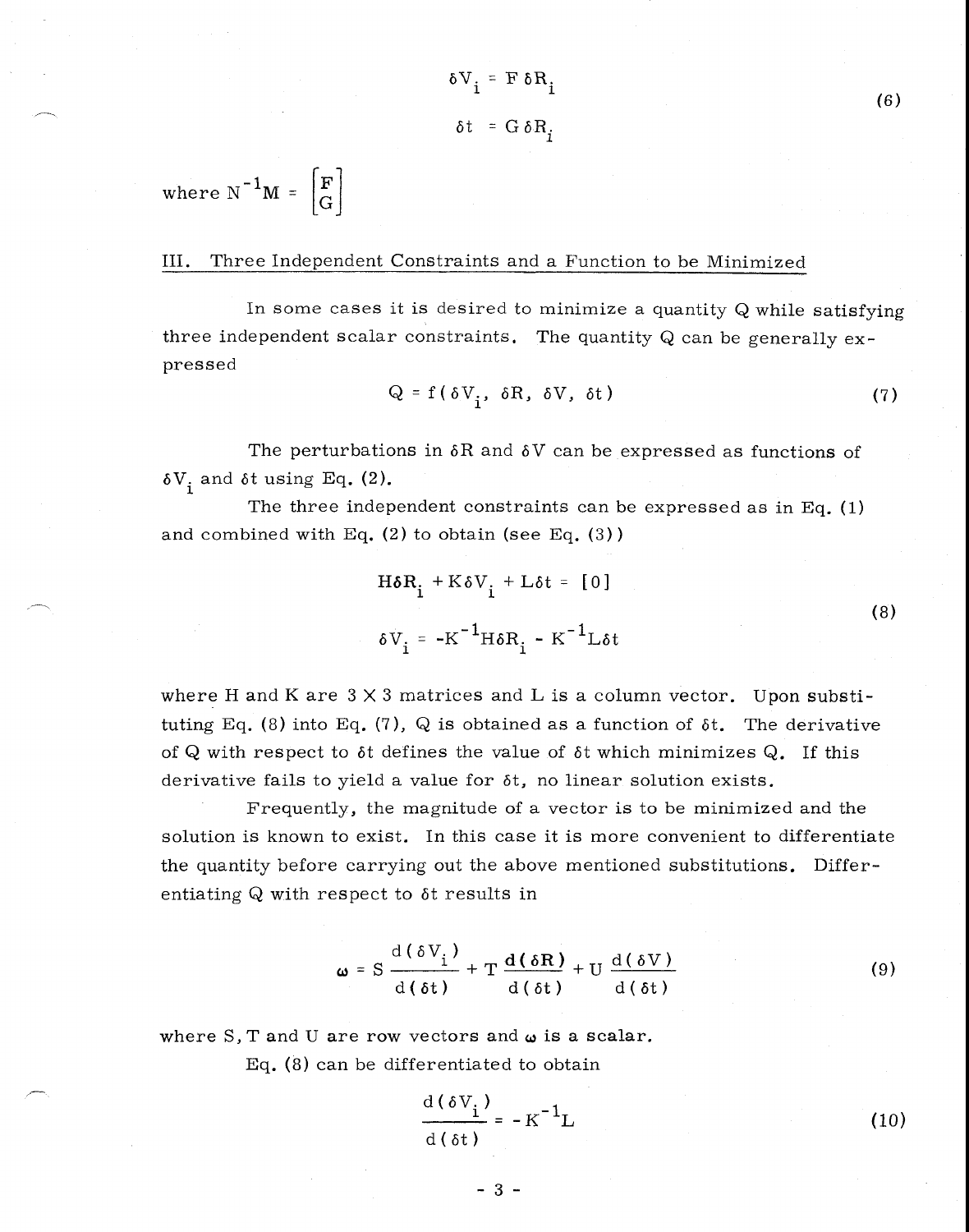$$\delta V_i = F\,\delta R_i$$
$$\delta t = G\,\delta R_i \tag{6}$$

where $N^{-1}M = \begin{bmatrix} F \\ G \end{bmatrix}$

## III. Three Independent Constraints and a Function to be Minimized

In some cases it is desired to minimize a quantity Q while satisfying three independent scalar constraints. The quantity Q can be generally expressed

$$Q = f(\delta V_i, \delta R, \delta V, \delta t) \tag{7}$$

The perturbations in $\delta R$ and $\delta V$ can be expressed as functions of $\delta V_i$ and $\delta t$ using Eq. (2).

The three independent constraints can be expressed as in Eq. (1) and combined with Eq. (2) to obtain (see Eq. (3))

$$H\delta R_i + K\delta V_i + L\delta t = [0]$$
$$\delta V_i = -K^{-1}H\delta R_i - K^{-1}L\delta t \tag{8}$$

where H and K are 3 X 3 matrices and L is a column vector. Upon substituting Eq. (8) into Eq. (7), Q is obtained as a function of $\delta t$. The derivative of Q with respect to $\delta t$ defines the value of $\delta t$ which minimizes Q. If this derivative fails to yield a value for $\delta t$, no linear solution exists.

Frequently, the magnitude of a vector is to be minimized and the solution is known to exist. In this case it is more convenient to differentiate the quantity before carrying out the above mentioned substitutions. Differentiating Q with respect to $\delta t$ results in

$$\omega = S\frac{d(\delta V_i)}{d(\delta t)} + T\frac{d(\delta \mathbf{R})}{d(\delta t)} + U\frac{d(\delta V)}{d(\delta t)} \tag{9}$$

where S, T and U are row vectors and $\omega$ is a scalar.

Eq. (8) can be differentiated to obtain

$$\frac{d(\delta V_i)}{d(\delta t)} = -K^{-1}L \tag{10}$$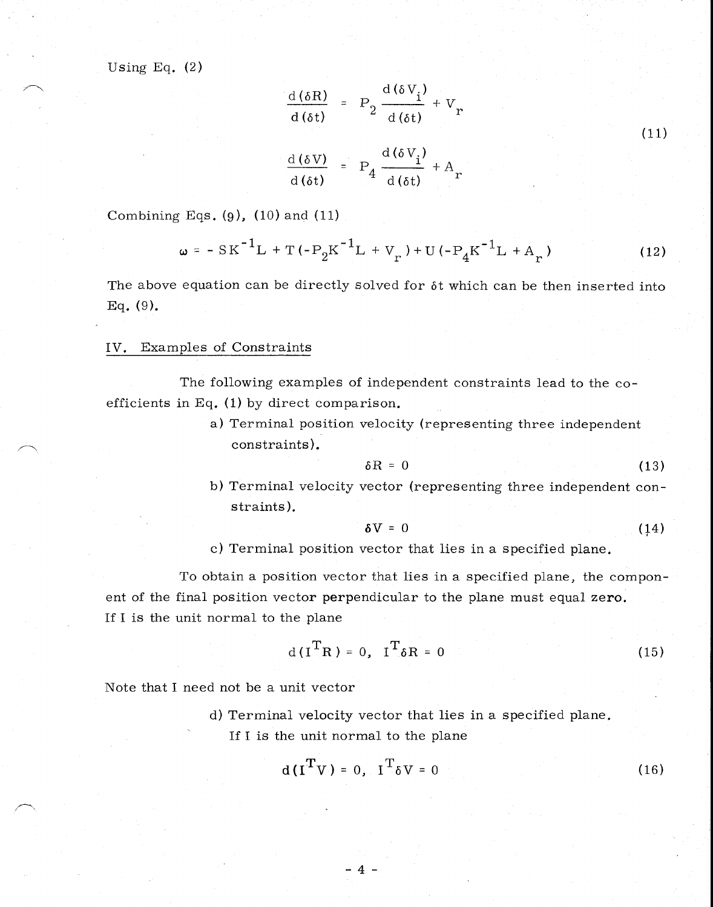Using Eq. (2)

$$\frac{d(\delta R)}{d(\delta t)} = P_2 \frac{d(\delta V_i)}{d(\delta t)} + V_r$$

$$\frac{d(\delta V)}{d(\delta t)} = P_4 \frac{d(\delta V_i)}{d(\delta t)} + A_r \tag{11}$$

Combining Eqs. (9), (10) and (11)

$$\omega = -SK^{-1}L + T(-P_2K^{-1}L + V_r) + U(-P_4K^{-1}L + A_r) \tag{12}$$

The above equation can be directly solved for $\delta t$ which can be then inserted into Eq. (9).

## IV. Examples of Constraints

The following examples of independent constraints lead to the coefficients in Eq. (1) by direct comparison.

a) Terminal position velocity (representing three independent constraints).

$$\delta R = 0 \tag{13}$$

b) Terminal velocity vector (representing three independent constraints).

$$\delta V = 0 \tag{14}$$

c) Terminal position vector that lies in a specified plane.

To obtain a position vector that lies in a specified plane, the component of the final position vector perpendicular to the plane must equal zero. If I is the unit normal to the plane

$$d(I^T R) = 0, \quad I^T \delta R = 0 \tag{15}$$

Note that I need not be a unit vector

d) Terminal velocity vector that lies in a specified plane.
If I is the unit normal to the plane

$$d(I^T V) = 0, \quad I^T \delta V = 0 \tag{16}$$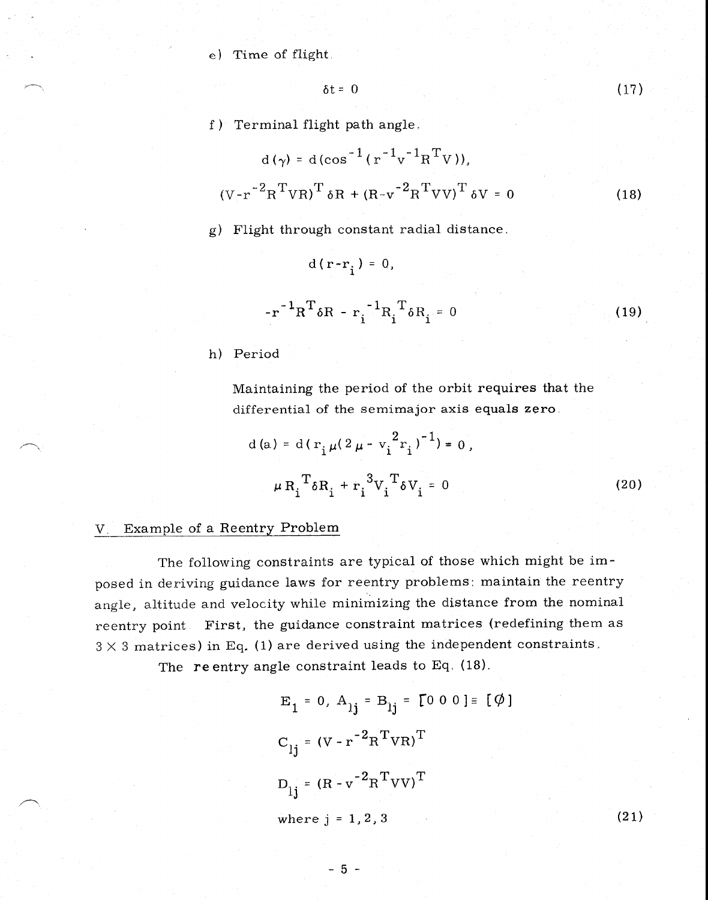e) Time of flight

$$\delta t = 0 \tag{17}$$

f) Terminal flight path angle.

$$d(\gamma) = d(\cos^{-1}(r^{-1}v^{-1}R^T V)),$$

$$(V - r^{-2}R^T VR)^T \delta R + (R - v^{-2}R^T VV)^T \delta V = 0 \tag{18}$$

g) Flight through constant radial distance.

$$d(r - r_i) = 0,$$

$$-r^{-1}R^T \delta R - r_i^{-1}R_i^T \delta R_i = 0 \tag{19}$$

h) Period

Maintaining the period of the orbit requires that the differential of the semimajor axis equals zero.

$$d(a) = d(r_i \mu (2\mu - v_i^2 r_i)^{-1}) = 0,$$

$$\mu R_i^T \delta R_i + r_i^3 V_i^T \delta V_i = 0 \tag{20}$$

## V. Example of a Reentry Problem

The following constraints are typical of those which might be imposed in deriving guidance laws for reentry problems: maintain the reentry angle, altitude and velocity while minimizing the distance from the nominal reentry point. First, the guidance constraint matrices (redefining them as $3 \times 3$ matrices) in Eq. (1) are derived using the independent constraints.

The reentry angle constraint leads to Eq. (18).

$$E_1 = 0, \; A_{1j} = B_{1j} = [0 \; 0 \; 0] \equiv [\phi]$$

$$C_{1j} = (V - r^{-2}R^T VR)^T$$

$$D_{1j} = (R - v^{-2}R^T VV)^T$$

$$\text{where } j = 1, 2, 3 \tag{21}$$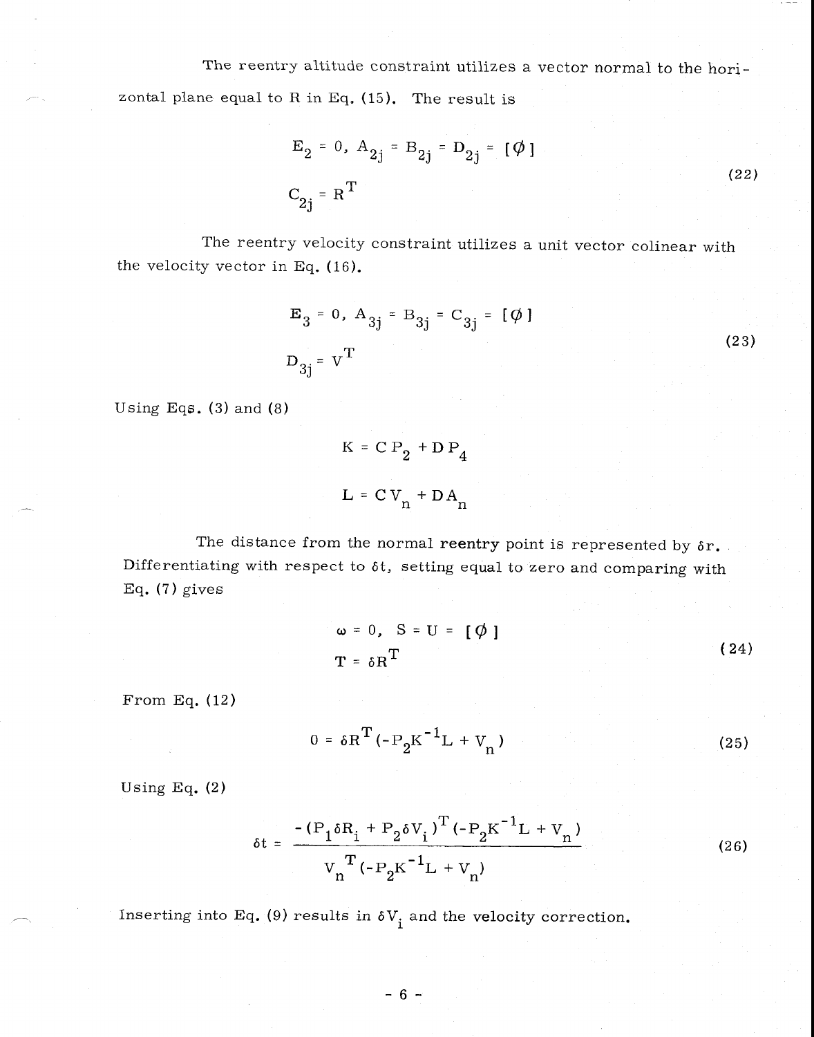The reentry altitude constraint utilizes a vector normal to the horizontal plane equal to R in Eq. (15). The result is

$$E_2 = 0, \; A_{2j} = B_{2j} = D_{2j} = [\phi]$$
$$C_{2j} = R^T \tag{22}$$

The reentry velocity constraint utilizes a unit vector colinear with the velocity vector in Eq. (16).

$$E_3 = 0, \; A_{3j} = B_{3j} = C_{3j} = [\phi]$$
$$D_{3j} = V^T \tag{23}$$

Using Eqs. (3) and (8)

$$K = C\,P_2 + D\,P_4$$

$$L = C\,V_n + D\,A_n$$

The distance from the normal reentry point is represented by $\delta r$. Differentiating with respect to $\delta t$, setting equal to zero and comparing with Eq. (7) gives

$$\omega = 0, \; S = U = [\phi]$$
$$T = \delta R^T \tag{24}$$

From Eq. (12)

$$0 = \delta R^T (-P_2 K^{-1} L + V_n) \tag{25}$$

Using Eq. (2)

$$\delta t = \frac{-(P_1 \delta R_i + P_2 \delta V_i)^T (-P_2 K^{-1} L + V_n)}{V_n^{\,T} (-P_2 K^{-1} L + V_n)} \tag{26}$$

Inserting into Eq. (9) results in $\delta V_i$ and the velocity correction.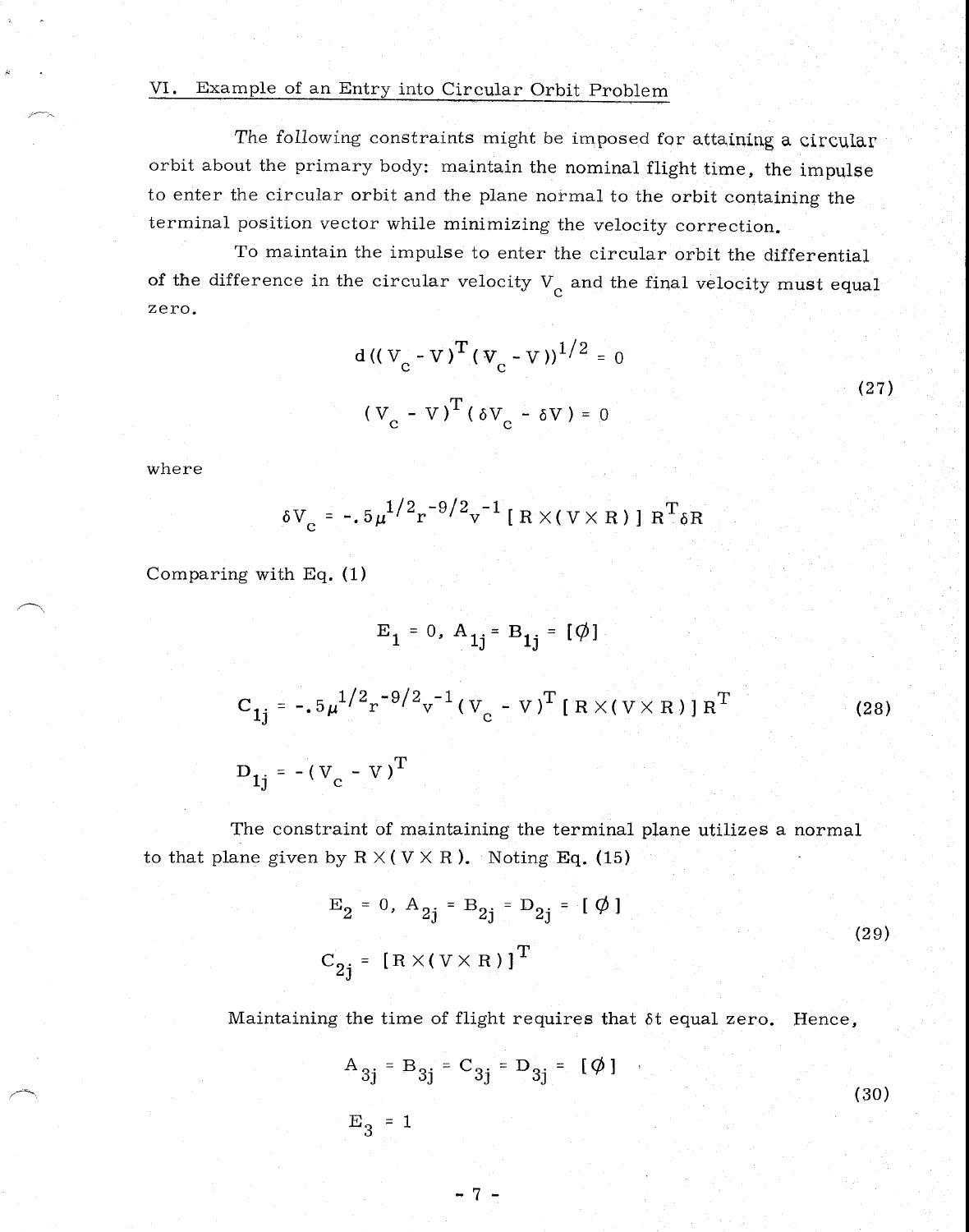## VI. Example of an Entry into Circular Orbit Problem

The following constraints might be imposed for attaining a circular orbit about the primary body: maintain the nominal flight time, the impulse to enter the circular orbit and the plane normal to the orbit containing the terminal position vector while minimizing the velocity correction.

To maintain the impulse to enter the circular orbit the differential of the difference in the circular velocity $V_c$ and the final velocity must equal zero.

$$
\begin{aligned}
& d((V_c - V)^T (V_c - V))^{1/2} = 0 \\
& (V_c - V)^T (\delta V_c - \delta V) = 0
\end{aligned}
\tag{27}
$$

where

$$
\delta V_c = -.5 \mu^{1/2} r^{-9/2} v^{-1} [R \times (V \times R)] R^T \delta R
$$

Comparing with Eq. (1)

$$
E_1 = 0, \; A_{1j} = B_{1j} = [\phi]
$$

$$
C_{1j} = -.5 \mu^{1/2} r^{-9/2} v^{-1} (V_c - V)^T [R \times (V \times R)] R^T \tag{28}
$$

$$
D_{1j} = -(V_c - V)^T
$$

The constraint of maintaining the terminal plane utilizes a normal to that plane given by $R \times (V \times R)$. Noting Eq. (15)

$$
\begin{aligned}
& E_2 = 0, \; A_{2j} = B_{2j} = D_{2j} = [\phi] \\
& C_{2j} = [R \times (V \times R)]^T
\end{aligned}
\tag{29}
$$

Maintaining the time of flight requires that $\delta t$ equal zero. Hence,

$$
\begin{aligned}
& A_{3j} = B_{3j} = C_{3j} = D_{3j} = [\phi] \\
& E_3 = 1
\end{aligned}
\tag{30}
$$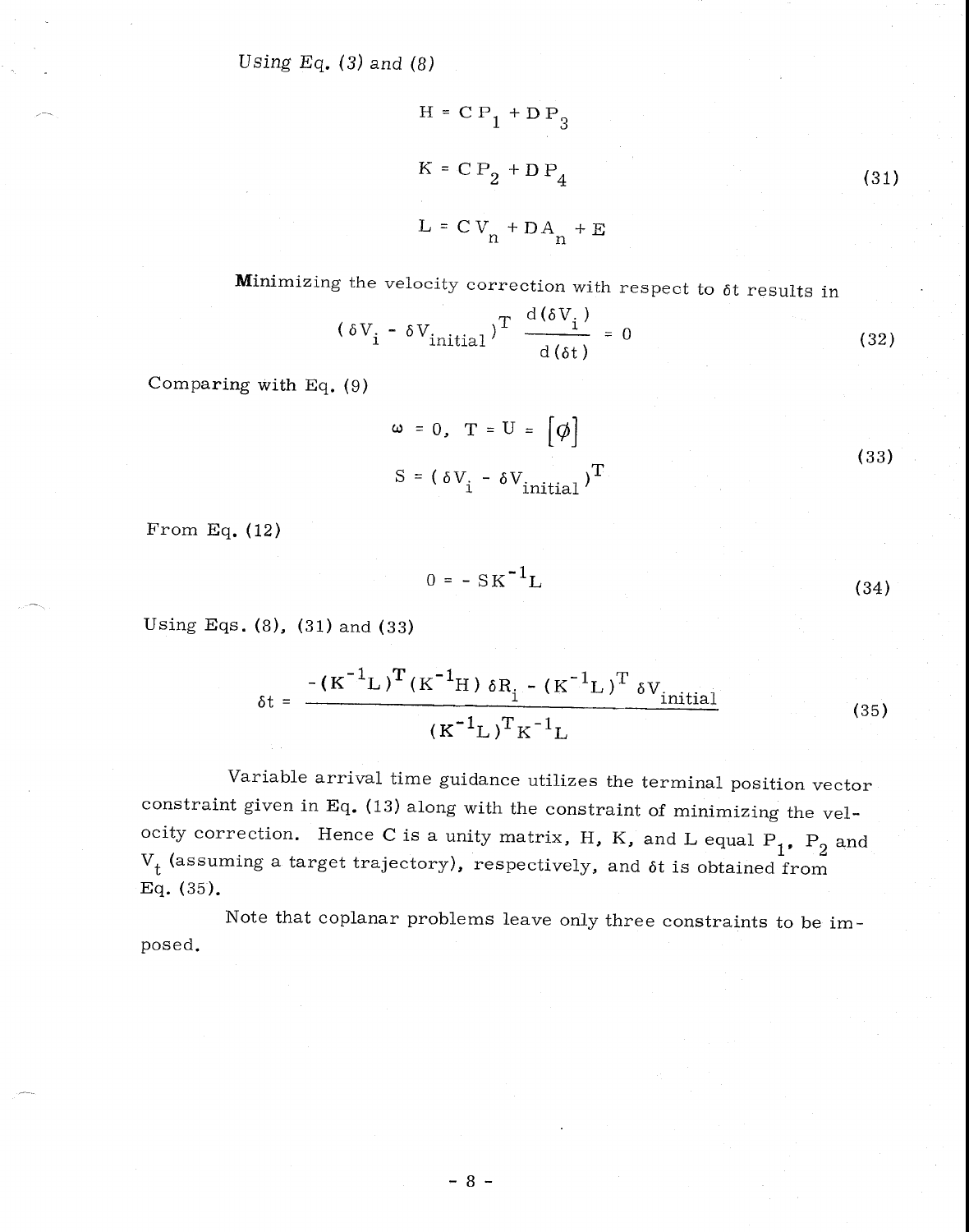*Using Eq. (3) and (8)*

$$
\begin{aligned}
H &= C P_1 + D P_3 \\
K &= C P_2 + D P_4 \\
L &= C V_n + D A_n + E
\end{aligned}
\tag{31}
$$

**Minimizing** the velocity correction with respect to $\delta t$ results in

$$
(\delta V_i - \delta V_{initial})^T \frac{d(\delta V_i)}{d(\delta t)} = 0 \tag{32}
$$

Comparing with Eq. (9)

$$
\begin{aligned}
\omega &= 0, \quad T = U = [\phi] \\
S &= (\delta V_i - \delta V_{initial})^T
\end{aligned}
\tag{33}
$$

From Eq. (12)

$$
0 = - S K^{-1} L \tag{34}
$$

Using Eqs. (8), (31) and (33)

$$
\delta t = \frac{-(K^{-1}L)^T (K^{-1}H)\,\delta R_i - (K^{-1}L)^T \,\delta V_{initial}}{(K^{-1}L)^T K^{-1} L} \tag{35}
$$

Variable arrival time guidance utilizes the terminal position vector constraint given in Eq. (13) along with the constraint of minimizing the velocity correction. Hence C is a unity matrix, H, K, and L equal $P_1$, $P_2$ and $V_t$ (assuming a target trajectory), respectively, and $\delta t$ is obtained from Eq. (35).

Note that coplanar problems leave only three constraints to be imposed.